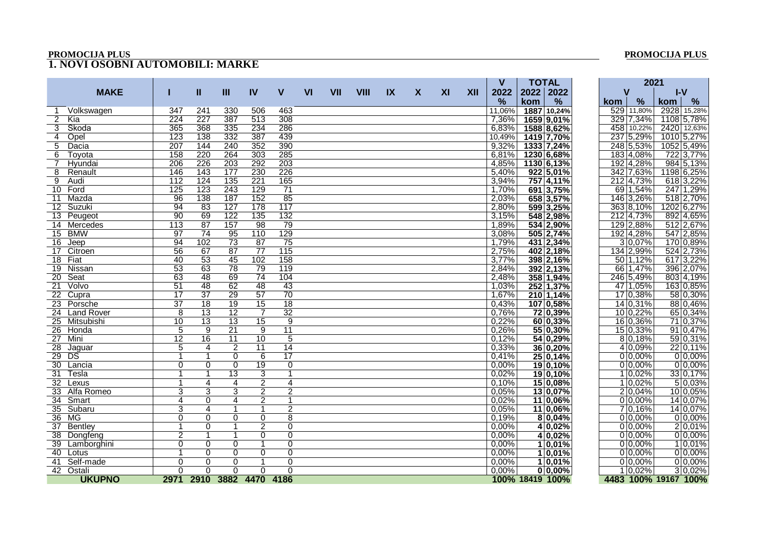# 1. NOVI OSOBNI AUTOMOBILI: MARKE

| | MAKE | I | II | III | IV | V | VI | VII | VIII | IX | X | XI | XII | V 2022 % | TOTAL 2022 kom | TOTAL 2022 % | 2021 V kom | 2021 V % | 2021 I-V kom | 2021 I-V % |
|---|---|---|---|---|---|---|---|---|---|---|---|---|---|---|---|---|---|---|---|---|
| 1 | Volkswagen | 347 | 241 | 330 | 506 | 463 | | | | | | | | 11,06% | 1887 | 10,24% | 529 | 11,80% | 2928 | 15,28% |
| 2 | Kia | 224 | 227 | 387 | 513 | 308 | | | | | | | | 7,36% | 1659 | 9,01% | 329 | 7,34% | 1108 | 5,78% |
| 3 | Skoda | 365 | 368 | 335 | 234 | 286 | | | | | | | | 6,83% | 1588 | 8,62% | 458 | 10,22% | 2420 | 12,63% |
| 4 | Opel | 123 | 138 | 332 | 387 | 439 | | | | | | | | 10,49% | 1419 | 7,70% | 237 | 5,29% | 1010 | 5,27% |
| 5 | Dacia | 207 | 144 | 240 | 352 | 390 | | | | | | | | 9,32% | 1333 | 7,24% | 248 | 5,53% | 1052 | 5,49% |
| 6 | Toyota | 158 | 220 | 264 | 303 | 285 | | | | | | | | 6,81% | 1230 | 6,68% | 183 | 4,08% | 722 | 3,77% |
| 7 | Hyundai | 206 | 226 | 203 | 292 | 203 | | | | | | | | 4,85% | 1130 | 6,13% | 192 | 4,28% | 984 | 5,13% |
| 8 | Renault | 146 | 143 | 177 | 230 | 226 | | | | | | | | 5,40% | 922 | 5,01% | 342 | 7,63% | 1198 | 6,25% |
| 9 | Audi | 112 | 124 | 135 | 221 | 165 | | | | | | | | 3,94% | 757 | 4,11% | 212 | 4,73% | 618 | 3,22% |
| 10 | Ford | 125 | 123 | 243 | 129 | 71 | | | | | | | | 1,70% | 691 | 3,75% | 69 | 1,54% | 247 | 1,29% |
| 11 | Mazda | 96 | 138 | 187 | 152 | 85 | | | | | | | | 2,03% | 658 | 3,57% | 146 | 3,26% | 518 | 2,70% |
| 12 | Suzuki | 94 | 83 | 127 | 178 | 117 | | | | | | | | 2,80% | 599 | 3,25% | 363 | 8,10% | 1202 | 6,27% |
| 13 | Peugeot | 90 | 69 | 122 | 135 | 132 | | | | | | | | 3,15% | 548 | 2,98% | 212 | 4,73% | 892 | 4,65% |
| 14 | Mercedes | 113 | 87 | 157 | 98 | 79 | | | | | | | | 1,89% | 534 | 2,90% | 129 | 2,88% | 512 | 2,67% |
| 15 | BMW | 97 | 74 | 95 | 110 | 129 | | | | | | | | 3,08% | 505 | 2,74% | 192 | 4,28% | 547 | 2,85% |
| 16 | Jeep | 94 | 102 | 73 | 87 | 75 | | | | | | | | 1,79% | 431 | 2,34% | 3 | 0,07% | 170 | 0,89% |
| 17 | Citroen | 56 | 67 | 87 | 77 | 115 | | | | | | | | 2,75% | 402 | 2,18% | 134 | 2,99% | 524 | 2,73% |
| 18 | Fiat | 40 | 53 | 45 | 102 | 158 | | | | | | | | 3,77% | 398 | 2,16% | 50 | 1,12% | 617 | 3,22% |
| 19 | Nissan | 53 | 63 | 78 | 79 | 119 | | | | | | | | 2,84% | 392 | 2,13% | 66 | 1,47% | 396 | 2,07% |
| 20 | Seat | 63 | 48 | 69 | 74 | 104 | | | | | | | | 2,48% | 358 | 1,94% | 246 | 5,49% | 803 | 4,19% |
| 21 | Volvo | 51 | 48 | 62 | 48 | 43 | | | | | | | | 1,03% | 252 | 1,37% | 47 | 1,05% | 163 | 0,85% |
| 22 | Cupra | 17 | 37 | 29 | 57 | 70 | | | | | | | | 1,67% | 210 | 1,14% | 17 | 0,38% | 58 | 0,30% |
| 23 | Porsche | 37 | 18 | 19 | 15 | 18 | | | | | | | | 0,43% | 107 | 0,58% | 14 | 0,31% | 88 | 0,46% |
| 24 | Land Rover | 8 | 13 | 12 | 7 | 32 | | | | | | | | 0,76% | 72 | 0,39% | 10 | 0,22% | 65 | 0,34% |
| 25 | Mitsubishi | 10 | 13 | 13 | 15 | 9 | | | | | | | | 0,22% | 60 | 0,33% | 16 | 0,36% | 71 | 0,37% |
| 26 | Honda | 5 | 9 | 21 | 9 | 11 | | | | | | | | 0,26% | 55 | 0,30% | 15 | 0,33% | 91 | 0,47% |
| 27 | Mini | 12 | 16 | 11 | 10 | 5 | | | | | | | | 0,12% | 54 | 0,29% | 8 | 0,18% | 59 | 0,31% |
| 28 | Jaguar | 5 | 4 | 2 | 11 | 14 | | | | | | | | 0,33% | 36 | 0,20% | 4 | 0,09% | 22 | 0,11% |
| 29 | DS | 1 | 1 | 0 | 6 | 17 | | | | | | | | 0,41% | 25 | 0,14% | 0 | 0,00% | 0 | 0,00% |
| 30 | Lancia | 0 | 0 | 0 | 19 | 0 | | | | | | | | 0,00% | 19 | 0,10% | 0 | 0,00% | 0 | 0,00% |
| 31 | Tesla | 1 | 1 | 13 | 3 | 1 | | | | | | | | 0,02% | 19 | 0,10% | 1 | 0,02% | 33 | 0,17% |
| 32 | Lexus | 1 | 4 | 4 | 2 | 4 | | | | | | | | 0,10% | 15 | 0,08% | 1 | 0,02% | 5 | 0,03% |
| 33 | Alfa Romeo | 3 | 3 | 3 | 2 | 2 | | | | | | | | 0,05% | 13 | 0,07% | 2 | 0,04% | 10 | 0,05% |
| 34 | Smart | 4 | 0 | 4 | 2 | 1 | | | | | | | | 0,02% | 11 | 0,06% | 0 | 0,00% | 14 | 0,07% |
| 35 | Subaru | 3 | 4 | 1 | 1 | 2 | | | | | | | | 0,05% | 11 | 0,06% | 7 | 0,16% | 14 | 0,07% |
| 36 | MG | 0 | 0 | 0 | 0 | 8 | | | | | | | | 0,19% | 8 | 0,04% | 0 | 0,00% | 0 | 0,00% |
| 37 | Bentley | 1 | 0 | 1 | 2 | 0 | | | | | | | | 0,00% | 4 | 0,02% | 0 | 0,00% | 2 | 0,01% |
| 38 | Dongfeng | 2 | 1 | 1 | 0 | 0 | | | | | | | | 0,00% | 4 | 0,02% | 0 | 0,00% | 0 | 0,00% |
| 39 | Lamborghini | 0 | 0 | 0 | 1 | 0 | | | | | | | | 0,00% | 1 | 0,01% | 0 | 0,00% | 1 | 0,01% |
| 40 | Lotus | 1 | 0 | 0 | 0 | 0 | | | | | | | | 0,00% | 1 | 0,01% | 0 | 0,00% | 0 | 0,00% |
| 41 | Self-made | 0 | 0 | 0 | 1 | 0 | | | | | | | | 0,00% | 1 | 0,01% | 0 | 0,00% | 0 | 0,00% |
| 42 | Ostali | 0 | 0 | 0 | 0 | 0 | | | | | | | | 0,00% | 0 | 0,00% | 1 | 0,02% | 3 | 0,02% |
| | **UKUPNO** | **2971** | **2910** | **3882** | **4470** | **4186** | | | | | | | | **100%** | **18419** | **100%** | **4483** | **100%** | **19167** | **100%** |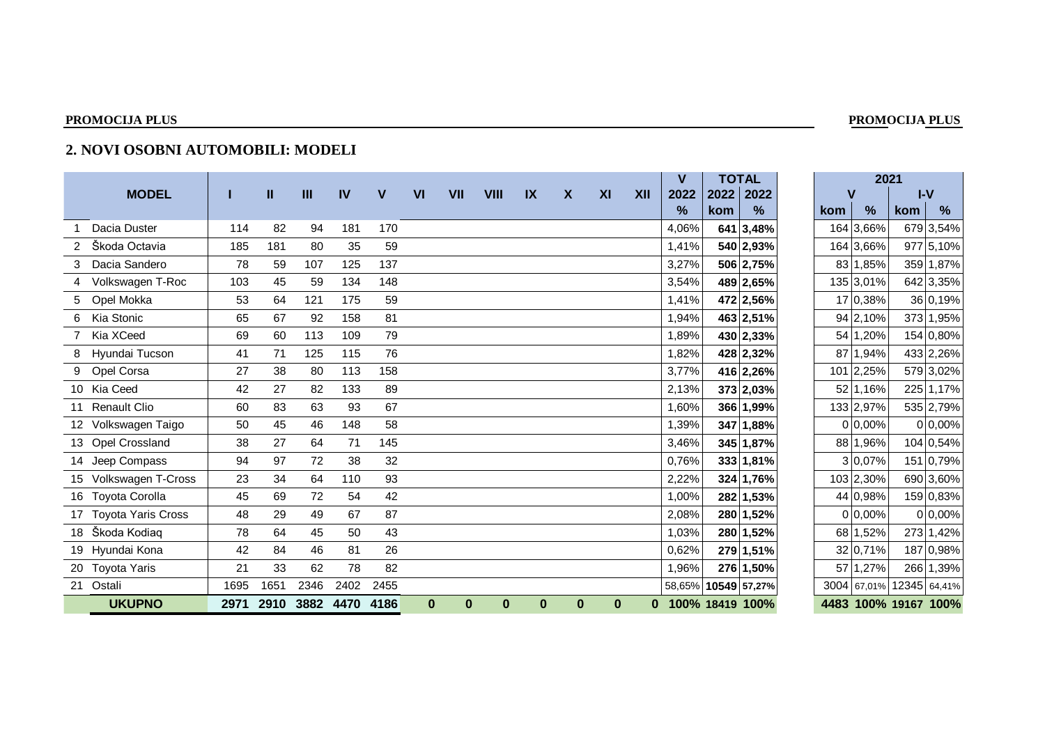## 2. NOVI OSOBNI AUTOMOBILI: MODELI

| | MODEL | I | II | III | IV | V | VI | VII | VIII | IX | X | XI | XII | V 2022 % | TOTAL 2022 kom | TOTAL 2022 % | 2021 V kom | 2021 V % | 2021 I-V kom | 2021 I-V % |
|---|---|---|---|---|---|---|---|---|---|---|---|---|---|---|---|---|---|---|---|---|
| 1 | Dacia Duster | 114 | 82 | 94 | 181 | 170 | | | | | | | | 4,06% | **641** | **3,48%** | 164 | 3,66% | 679 | 3,54% |
| 2 | Škoda Octavia | 185 | 181 | 80 | 35 | 59 | | | | | | | | 1,41% | **540** | **2,93%** | 164 | 3,66% | 977 | 5,10% |
| 3 | Dacia Sandero | 78 | 59 | 107 | 125 | 137 | | | | | | | | 3,27% | **506** | **2,75%** | 83 | 1,85% | 359 | 1,87% |
| 4 | Volkswagen T-Roc | 103 | 45 | 59 | 134 | 148 | | | | | | | | 3,54% | **489** | **2,65%** | 135 | 3,01% | 642 | 3,35% |
| 5 | Opel Mokka | 53 | 64 | 121 | 175 | 59 | | | | | | | | 1,41% | **472** | **2,56%** | 17 | 0,38% | 36 | 0,19% |
| 6 | Kia Stonic | 65 | 67 | 92 | 158 | 81 | | | | | | | | 1,94% | **463** | **2,51%** | 94 | 2,10% | 373 | 1,95% |
| 7 | Kia XCeed | 69 | 60 | 113 | 109 | 79 | | | | | | | | 1,89% | **430** | **2,33%** | 54 | 1,20% | 154 | 0,80% |
| 8 | Hyundai Tucson | 41 | 71 | 125 | 115 | 76 | | | | | | | | 1,82% | **428** | **2,32%** | 87 | 1,94% | 433 | 2,26% |
| 9 | Opel Corsa | 27 | 38 | 80 | 113 | 158 | | | | | | | | 3,77% | **416** | **2,26%** | 101 | 2,25% | 579 | 3,02% |
| 10 | Kia Ceed | 42 | 27 | 82 | 133 | 89 | | | | | | | | 2,13% | **373** | **2,03%** | 52 | 1,16% | 225 | 1,17% |
| 11 | Renault Clio | 60 | 83 | 63 | 93 | 67 | | | | | | | | 1,60% | **366** | **1,99%** | 133 | 2,97% | 535 | 2,79% |
| 12 | Volkswagen Taigo | 50 | 45 | 46 | 148 | 58 | | | | | | | | 1,39% | **347** | **1,88%** | 0 | 0,00% | 0 | 0,00% |
| 13 | Opel Crossland | 38 | 27 | 64 | 71 | 145 | | | | | | | | 3,46% | **345** | **1,87%** | 88 | 1,96% | 104 | 0,54% |
| 14 | Jeep Compass | 94 | 97 | 72 | 38 | 32 | | | | | | | | 0,76% | **333** | **1,81%** | 3 | 0,07% | 151 | 0,79% |
| 15 | Volkswagen T-Cross | 23 | 34 | 64 | 110 | 93 | | | | | | | | 2,22% | **324** | **1,76%** | 103 | 2,30% | 690 | 3,60% |
| 16 | Toyota Corolla | 45 | 69 | 72 | 54 | 42 | | | | | | | | 1,00% | **282** | **1,53%** | 44 | 0,98% | 159 | 0,83% |
| 17 | Toyota Yaris Cross | 48 | 29 | 49 | 67 | 87 | | | | | | | | 2,08% | **280** | **1,52%** | 0 | 0,00% | 0 | 0,00% |
| 18 | Škoda Kodiaq | 78 | 64 | 45 | 50 | 43 | | | | | | | | 1,03% | **280** | **1,52%** | 68 | 1,52% | 273 | 1,42% |
| 19 | Hyundai Kona | 42 | 84 | 46 | 81 | 26 | | | | | | | | 0,62% | **279** | **1,51%** | 32 | 0,71% | 187 | 0,98% |
| 20 | Toyota Yaris | 21 | 33 | 62 | 78 | 82 | | | | | | | | 1,96% | **276** | **1,50%** | 57 | 1,27% | 266 | 1,39% |
| 21 | Ostali | 1695 | 1651 | 2346 | 2402 | 2455 | | | | | | | | 58,65% | **10549** | **57,27%** | 3004 | 67,01% | 12345 | 64,41% |
| | **UKUPNO** | **2971** | **2910** | **3882** | **4470** | **4186** | **0** | **0** | **0** | **0** | **0** | **0** | **0** | **100%** | **18419** | **100%** | **4483** | **100%** | **19167** | **100%** |